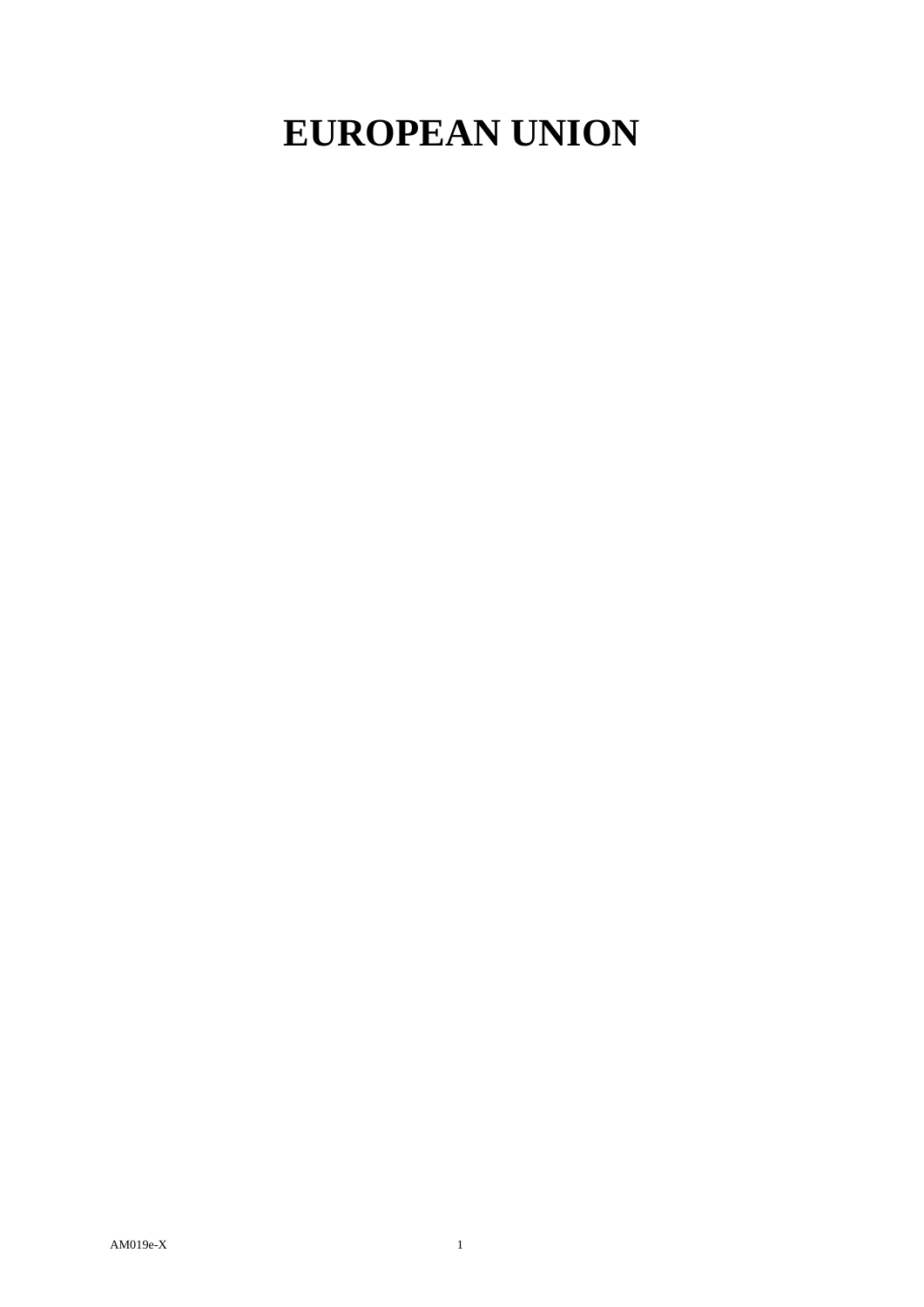# EUROPEAN UNION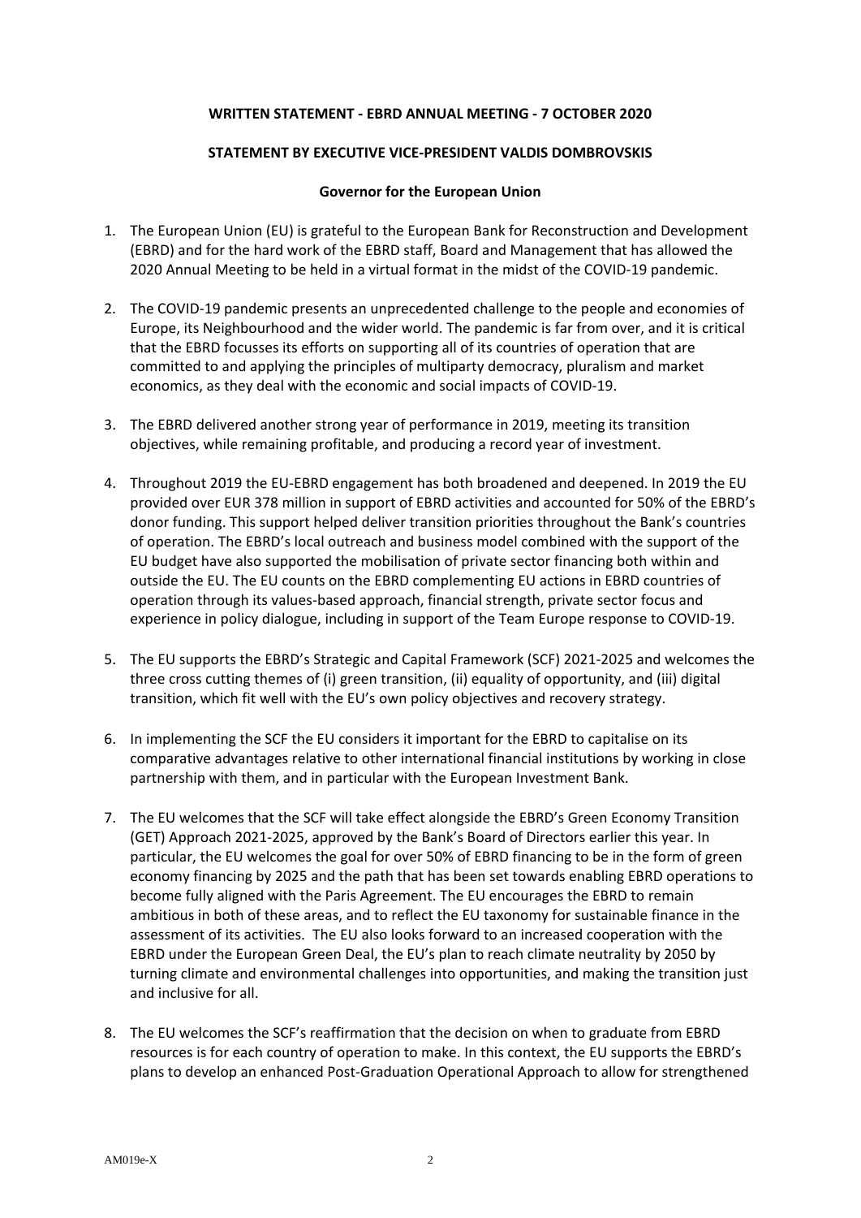**WRITTEN STATEMENT - EBRD ANNUAL MEETING - 7 OCTOBER 2020**

**STATEMENT BY EXECUTIVE VICE-PRESIDENT VALDIS DOMBROVSKIS**

**Governor for the European Union**

1. The European Union (EU) is grateful to the European Bank for Reconstruction and Development (EBRD) and for the hard work of the EBRD staff, Board and Management that has allowed the 2020 Annual Meeting to be held in a virtual format in the midst of the COVID-19 pandemic.

2. The COVID-19 pandemic presents an unprecedented challenge to the people and economies of Europe, its Neighbourhood and the wider world. The pandemic is far from over, and it is critical that the EBRD focusses its efforts on supporting all of its countries of operation that are committed to and applying the principles of multiparty democracy, pluralism and market economics, as they deal with the economic and social impacts of COVID-19.

3. The EBRD delivered another strong year of performance in 2019, meeting its transition objectives, while remaining profitable, and producing a record year of investment.

4. Throughout 2019 the EU-EBRD engagement has both broadened and deepened. In 2019 the EU provided over EUR 378 million in support of EBRD activities and accounted for 50% of the EBRD's donor funding. This support helped deliver transition priorities throughout the Bank's countries of operation. The EBRD's local outreach and business model combined with the support of the EU budget have also supported the mobilisation of private sector financing both within and outside the EU. The EU counts on the EBRD complementing EU actions in EBRD countries of operation through its values-based approach, financial strength, private sector focus and experience in policy dialogue, including in support of the Team Europe response to COVID-19.

5. The EU supports the EBRD's Strategic and Capital Framework (SCF) 2021-2025 and welcomes the three cross cutting themes of (i) green transition, (ii) equality of opportunity, and (iii) digital transition, which fit well with the EU's own policy objectives and recovery strategy.

6. In implementing the SCF the EU considers it important for the EBRD to capitalise on its comparative advantages relative to other international financial institutions by working in close partnership with them, and in particular with the European Investment Bank.

7. The EU welcomes that the SCF will take effect alongside the EBRD's Green Economy Transition (GET) Approach 2021-2025, approved by the Bank's Board of Directors earlier this year. In particular, the EU welcomes the goal for over 50% of EBRD financing to be in the form of green economy financing by 2025 and the path that has been set towards enabling EBRD operations to become fully aligned with the Paris Agreement. The EU encourages the EBRD to remain ambitious in both of these areas, and to reflect the EU taxonomy for sustainable finance in the assessment of its activities. The EU also looks forward to an increased cooperation with the EBRD under the European Green Deal, the EU's plan to reach climate neutrality by 2050 by turning climate and environmental challenges into opportunities, and making the transition just and inclusive for all.

8. The EU welcomes the SCF's reaffirmation that the decision on when to graduate from EBRD resources is for each country of operation to make. In this context, the EU supports the EBRD's plans to develop an enhanced Post-Graduation Operational Approach to allow for strengthened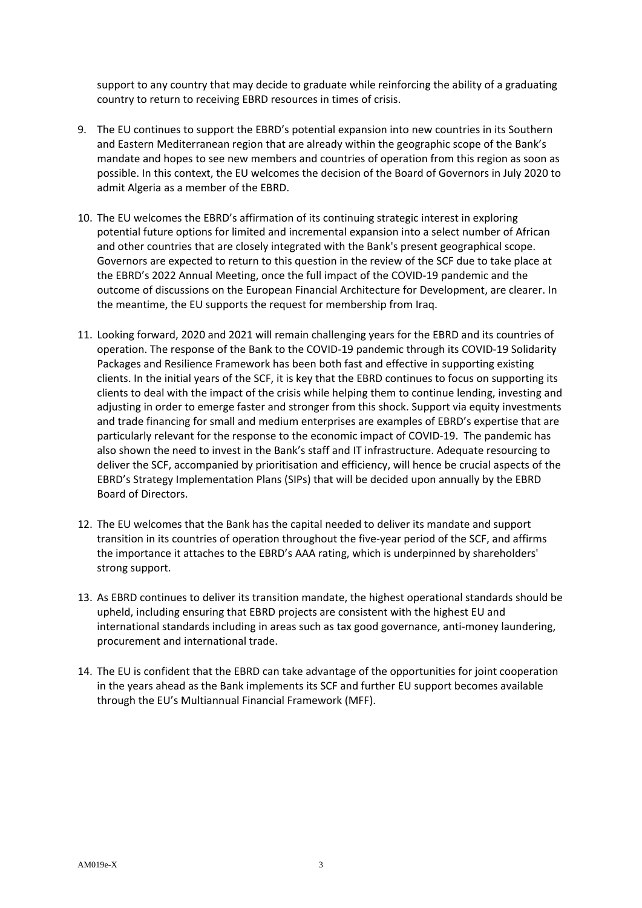support to any country that may decide to graduate while reinforcing the ability of a graduating country to return to receiving EBRD resources in times of crisis.

9. The EU continues to support the EBRD's potential expansion into new countries in its Southern and Eastern Mediterranean region that are already within the geographic scope of the Bank's mandate and hopes to see new members and countries of operation from this region as soon as possible. In this context, the EU welcomes the decision of the Board of Governors in July 2020 to admit Algeria as a member of the EBRD.

10. The EU welcomes the EBRD's affirmation of its continuing strategic interest in exploring potential future options for limited and incremental expansion into a select number of African and other countries that are closely integrated with the Bank's present geographical scope. Governors are expected to return to this question in the review of the SCF due to take place at the EBRD's 2022 Annual Meeting, once the full impact of the COVID-19 pandemic and the outcome of discussions on the European Financial Architecture for Development, are clearer. In the meantime, the EU supports the request for membership from Iraq.

11. Looking forward, 2020 and 2021 will remain challenging years for the EBRD and its countries of operation. The response of the Bank to the COVID-19 pandemic through its COVID-19 Solidarity Packages and Resilience Framework has been both fast and effective in supporting existing clients. In the initial years of the SCF, it is key that the EBRD continues to focus on supporting its clients to deal with the impact of the crisis while helping them to continue lending, investing and adjusting in order to emerge faster and stronger from this shock. Support via equity investments and trade financing for small and medium enterprises are examples of EBRD's expertise that are particularly relevant for the response to the economic impact of COVID-19. The pandemic has also shown the need to invest in the Bank's staff and IT infrastructure. Adequate resourcing to deliver the SCF, accompanied by prioritisation and efficiency, will hence be crucial aspects of the EBRD's Strategy Implementation Plans (SIPs) that will be decided upon annually by the EBRD Board of Directors.

12. The EU welcomes that the Bank has the capital needed to deliver its mandate and support transition in its countries of operation throughout the five-year period of the SCF, and affirms the importance it attaches to the EBRD's AAA rating, which is underpinned by shareholders' strong support.

13. As EBRD continues to deliver its transition mandate, the highest operational standards should be upheld, including ensuring that EBRD projects are consistent with the highest EU and international standards including in areas such as tax good governance, anti-money laundering, procurement and international trade.

14. The EU is confident that the EBRD can take advantage of the opportunities for joint cooperation in the years ahead as the Bank implements its SCF and further EU support becomes available through the EU's Multiannual Financial Framework (MFF).